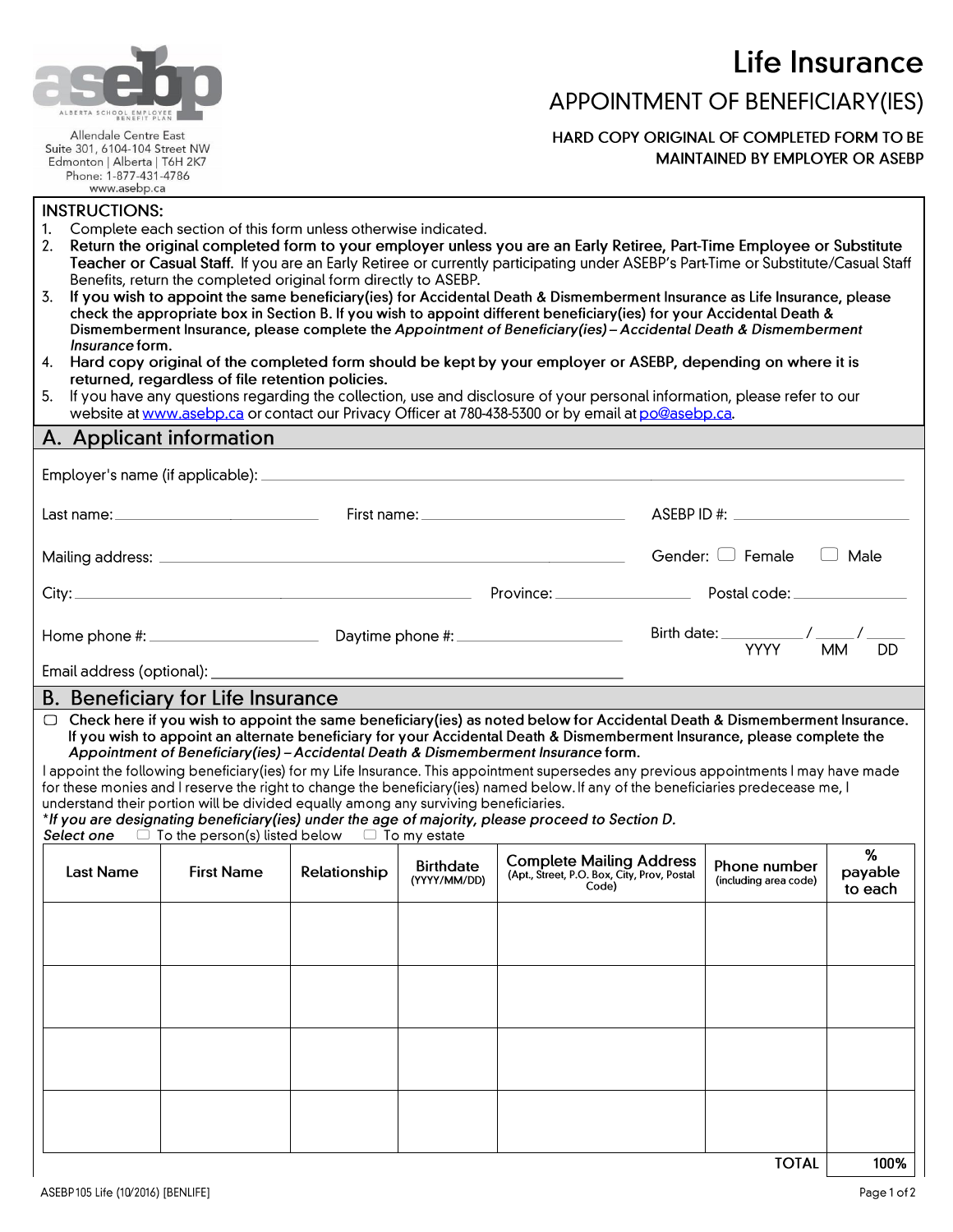asebp
ALBERTA SCHOOL EMPLOYEE BENEFIT PLAN

Allendale Centre East
Suite 301, 6104-104 Street NW
Edmonton | Alberta | T6H 2K7
Phone: 1-877-431-4786
www.asebp.ca

# Life Insurance

## APPOINTMENT OF BENEFICIARY(IES)

**HARD COPY ORIGINAL OF COMPLETED FORM TO BE MAINTAINED BY EMPLOYER OR ASEBP**

**INSTRUCTIONS:**

1. Complete each section of this form unless otherwise indicated.
2. **Return the original completed form to your employer unless you are an Early Retiree, Part-Time Employee or Substitute Teacher or Casual Staff.** If you are an Early Retiree or currently participating under ASEBP's Part-Time or Substitute/Casual Staff Benefits, return the completed original form directly to ASEBP.
3. **If you wish to appoint the same beneficiary(ies) for Accidental Death & Dismemberment Insurance as Life Insurance, please check the appropriate box in Section B. If you wish to appoint different beneficiary(ies) for your Accidental Death & Dismemberment Insurance, please complete the *Appointment of Beneficiary(ies) – Accidental Death & Dismemberment Insurance* form.**
4. **Hard copy original of the completed form should be kept by your employer or ASEBP, depending on where it is returned, regardless of file retention policies.**
5. If you have any questions regarding the collection, use and disclosure of your personal information, please refer to our website at www.asebp.ca or contact our Privacy Officer at 780-438-5300 or by email at po@asebp.ca.

## A. Applicant information

Employer's name (if applicable): ______________________

Last name: ______________ First name: ______________ ASEBP ID #: ______________

Mailing address: ______________________ Gender: ☐ Female ☐ Male

City: ______________ Province: ______________ Postal code: ______________

Home phone #: ______________ Daytime phone #: ______________ Birth date: ______ / ____ / ____ (YYYY MM DD)

Email address (optional): ______________________

## B. Beneficiary for Life Insurance

☐ **Check here if you wish to appoint the same beneficiary(ies) as noted below for Accidental Death & Dismemberment Insurance. If you wish to appoint an alternate beneficiary for your Accidental Death & Dismemberment Insurance, please complete the *Appointment of Beneficiary(ies) – Accidental Death & Dismemberment Insurance* form.**

I appoint the following beneficiary(ies) for my Life Insurance. This appointment supersedes any previous appointments I may have made for these monies and I reserve the right to change the beneficiary(ies) named below. If any of the beneficiaries predecease me, I understand their portion will be divided equally among any surviving beneficiaries.

***If you are designating beneficiary(ies) under the age of majority, please proceed to Section D.***

***Select one*** ☐ To the person(s) listed below ☐ To my estate

| Last Name | First Name | Relationship | Birthdate (YYYY/MM/DD) | Complete Mailing Address (Apt., Street, P.O. Box, City, Prov, Postal Code) | Phone number (including area code) | % payable to each |
|---|---|---|---|---|---|---|
| | | | | | | |
| | | | | | | |
| | | | | | | |
| | | | | | | |
| | | | | | TOTAL | 100% |

ASEBP 105 Life (10/2016) [BENLIFE]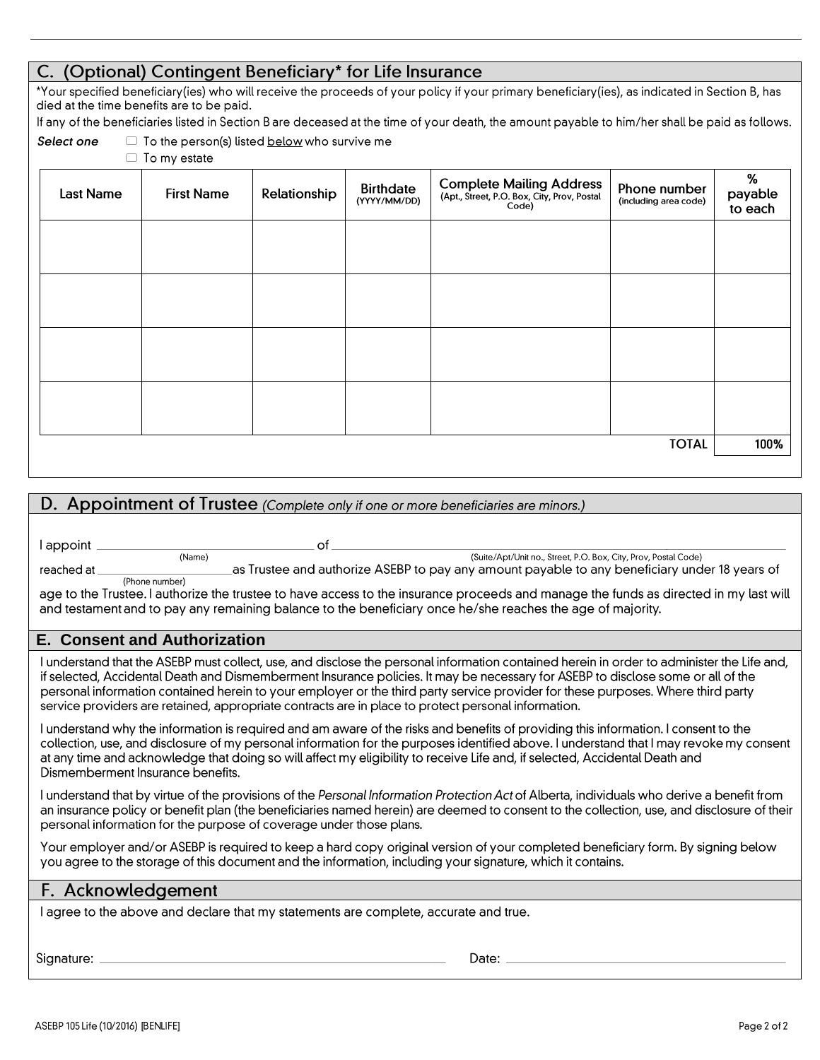## C. (Optional) Contingent Beneficiary* for Life Insurance

*Your specified beneficiary(ies) who will receive the proceeds of your policy if your primary beneficiary(ies), as indicated in Section B, has died at the time benefits are to be paid.

If any of the beneficiaries listed in Section B are deceased at the time of your death, the amount payable to him/her shall be paid as follows.

*Select one*
- ☐ To the person(s) listed below who survive me
- ☐ To my estate

| Last Name | First Name | Relationship | Birthdate (YYYY/MM/DD) | Complete Mailing Address (Apt., Street, P.O. Box, City, Prov, Postal Code) | Phone number (including area code) | % payable to each |
|---|---|---|---|---|---|---|
| | | | | | | |
| | | | | | | |
| | | | | | | |
| | | | | | | |
| | | | | | **TOTAL** | **100%** |

## D. Appointment of Trustee *(Complete only if one or more beneficiaries are minors.)*

I appoint ______________________ (Name) of ______________________ (Suite/Apt/Unit no., Street, P.O. Box, City, Prov, Postal Code) reached at ______________________ (Phone number) as Trustee and authorize ASEBP to pay any amount payable to any beneficiary under 18 years of age to the Trustee. I authorize the trustee to have access to the insurance proceeds and manage the funds as directed in my last will and testament and to pay any remaining balance to the beneficiary once he/she reaches the age of majority.

## E. Consent and Authorization

I understand that the ASEBP must collect, use, and disclose the personal information contained herein in order to administer the Life and, if selected, Accidental Death and Dismemberment Insurance policies. It may be necessary for ASEBP to disclose some or all of the personal information contained herein to your employer or the third party service provider for these purposes. Where third party service providers are retained, appropriate contracts are in place to protect personal information.

I understand why the information is required and am aware of the risks and benefits of providing this information. I consent to the collection, use, and disclosure of my personal information for the purposes identified above. I understand that I may revoke my consent at any time and acknowledge that doing so will affect my eligibility to receive Life and, if selected, Accidental Death and Dismemberment Insurance benefits.

I understand that by virtue of the provisions of the *Personal Information Protection Act* of Alberta, individuals who derive a benefit from an insurance policy or benefit plan (the beneficiaries named herein) are deemed to consent to the collection, use, and disclosure of their personal information for the purpose of coverage under those plans.

Your employer and/or ASEBP is required to keep a hard copy original version of your completed beneficiary form. By signing below you agree to the storage of this document and the information, including your signature, which it contains.

## F. Acknowledgement

I agree to the above and declare that my statements are complete, accurate and true.

Signature: ______________________ Date: ______________________

ASEBP 105 Life (10/2016) [BENLIFE]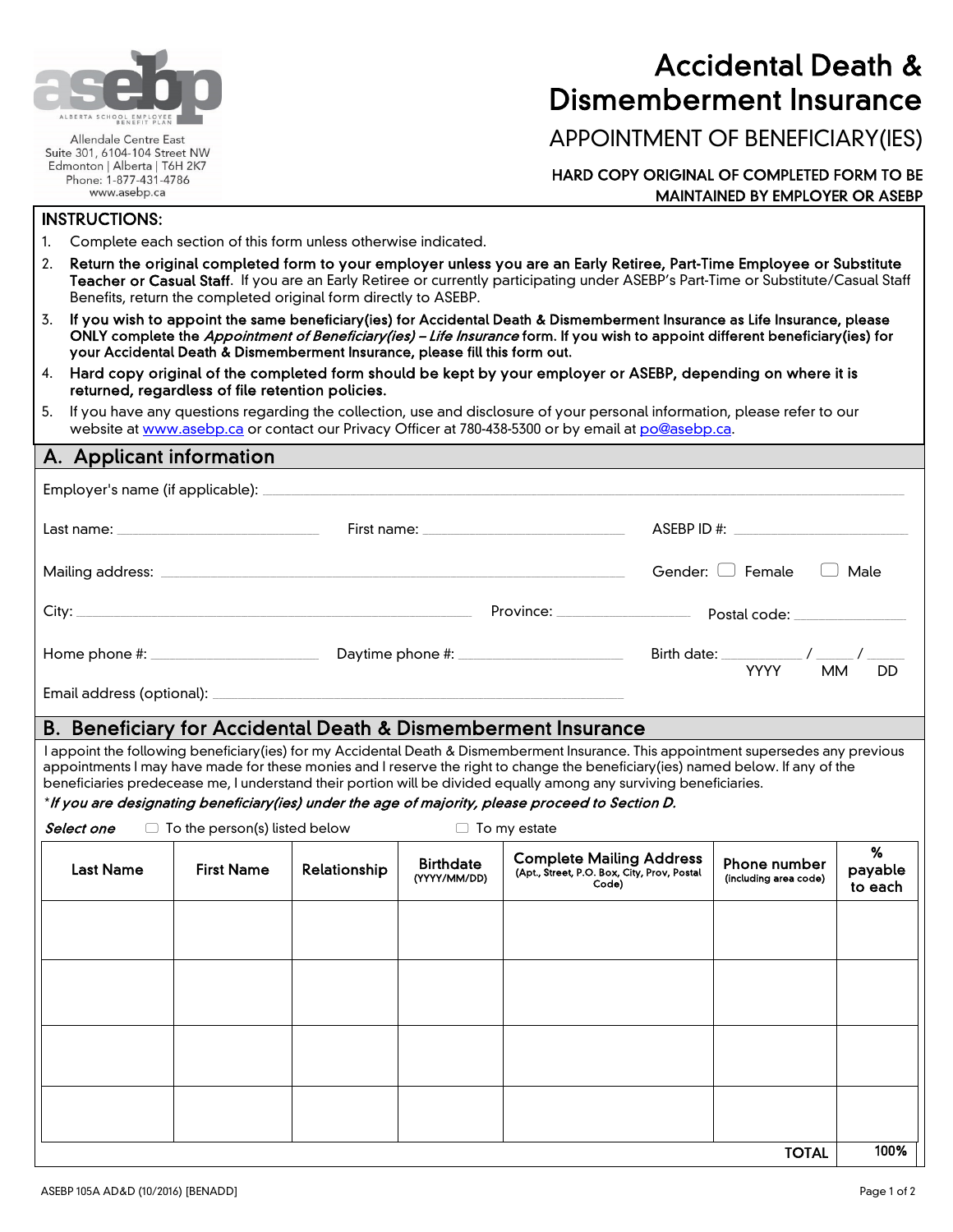asebp
ALBERTA SCHOOL EMPLOYEE BENEFIT PLAN

Allendale Centre East
Suite 301, 6104-104 Street NW
Edmonton | Alberta | T6H 2K7
Phone: 1-877-431-4786
www.asebp.ca

# Accidental Death & Dismemberment Insurance

## APPOINTMENT OF BENEFICIARY(IES)

**HARD COPY ORIGINAL OF COMPLETED FORM TO BE MAINTAINED BY EMPLOYER OR ASEBP**

**INSTRUCTIONS:**

1. Complete each section of this form unless otherwise indicated.
2. **Return the original completed form to your employer unless you are an Early Retiree, Part-Time Employee or Substitute Teacher or Casual Staff.** If you are an Early Retiree or currently participating under ASEBP's Part-Time or Substitute/Casual Staff Benefits, return the completed original form directly to ASEBP.
3. **If you wish to appoint the same beneficiary(ies) for Accidental Death & Dismemberment Insurance as Life Insurance, please ONLY complete the *Appointment of Beneficiary(ies) – Life Insurance* form. If you wish to appoint different beneficiary(ies) for your Accidental Death & Dismemberment Insurance, please fill this form out.**
4. **Hard copy original of the completed form should be kept by your employer or ASEBP, depending on where it is returned, regardless of file retention policies.**
5. If you have any questions regarding the collection, use and disclosure of your personal information, please refer to our website at www.asebp.ca or contact our Privacy Officer at 780-438-5300 or by email at po@asebp.ca.

## A. Applicant information

Employer's name (if applicable): ______________________________

Last name: ____________ First name: ____________ ASEBP ID #: ____________

Mailing address: ______________________________ Gender: ☐ Female ☐ Male

City: ____________ Province: ____________ Postal code: ____________

Home phone #: ____________ Daytime phone #: ____________ Birth date: ______ / ____ / ____ (YYYY MM DD)

Email address (optional): ______________________________

## B. Beneficiary for Accidental Death & Dismemberment Insurance

I appoint the following beneficiary(ies) for my Accidental Death & Dismemberment Insurance. This appointment supersedes any previous appointments I may have made for these monies and I reserve the right to change the beneficiary(ies) named below. If any of the beneficiaries predecease me, I understand their portion will be divided equally among any surviving beneficiaries.

****If you are designating beneficiary(ies) under the age of majority, please proceed to Section D.***

***Select one*** ☐ To the person(s) listed below ☐ To my estate

| Last Name | First Name | Relationship | Birthdate (YYYY/MM/DD) | Complete Mailing Address (Apt., Street, P.O. Box, City, Prov, Postal Code) | Phone number (including area code) | % payable to each |
|---|---|---|---|---|---|---|
| | | | | | | |
| | | | | | | |
| | | | | | | |
| | | | | | | |
| | | | | | TOTAL | 100% |

ASEBP 105A AD&D (10/2016) [BENADD]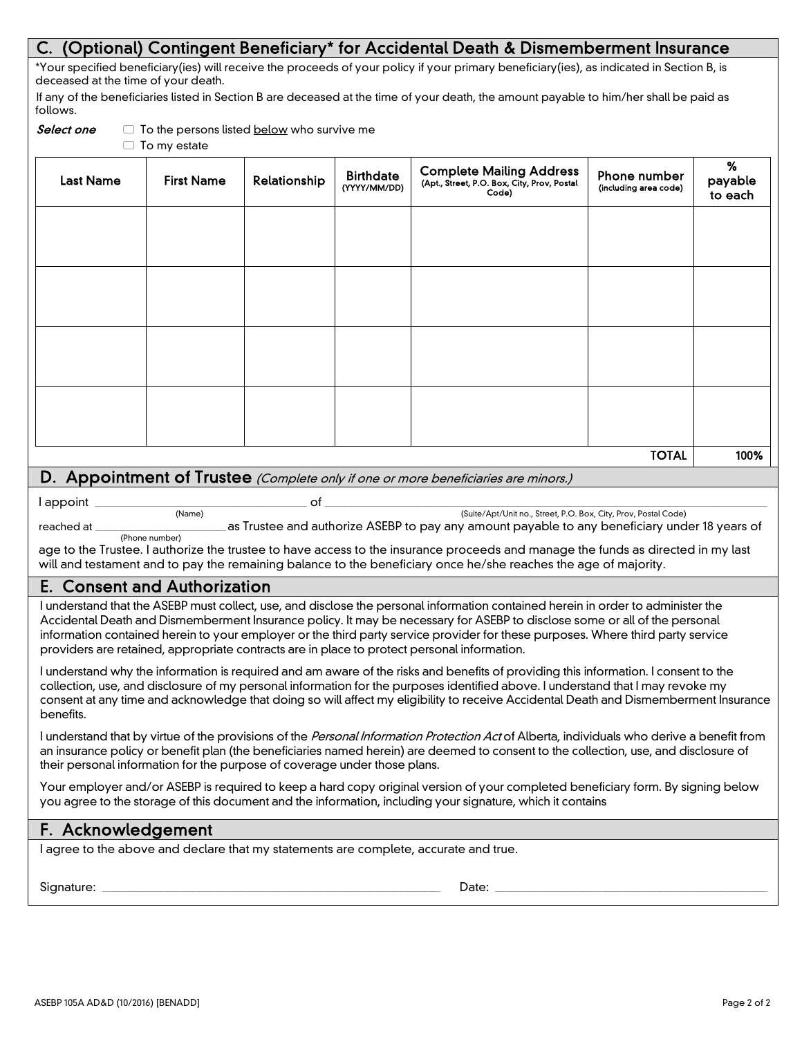## C. (Optional) Contingent Beneficiary* for Accidental Death & Dismemberment Insurance

*Your specified beneficiary(ies) will receive the proceeds of your policy if your primary beneficiary(ies), as indicated in Section B, is deceased at the time of your death.

If any of the beneficiaries listed in Section B are deceased at the time of your death, the amount payable to him/her shall be paid as follows.

***Select one*** ☐ To the persons listed <u>below</u> who survive me
☐ To my estate

| Last Name | First Name | Relationship | Birthdate (YYYY/MM/DD) | Complete Mailing Address (Apt., Street, P.O. Box, City, Prov, Postal Code) | Phone number (including area code) | % payable to each |
|---|---|---|---|---|---|---|
| | | | | | | |
| | | | | | | |
| | | | | | | |
| | | | | | | |
| | | | | | **TOTAL** | **100%** |

## D. Appointment of Trustee *(Complete only if one or more beneficiaries are minors.)*

I appoint ______________________ (Name) of ______________________ (Suite/Apt/Unit no., Street, P.O. Box, City, Prov, Postal Code) reached at ______________ (Phone number) as Trustee and authorize ASEBP to pay any amount payable to any beneficiary under 18 years of age to the Trustee. I authorize the trustee to have access to the insurance proceeds and manage the funds as directed in my last will and testament and to pay the remaining balance to the beneficiary once he/she reaches the age of majority.

## E. Consent and Authorization

I understand that the ASEBP must collect, use, and disclose the personal information contained herein in order to administer the Accidental Death and Dismemberment Insurance policy. It may be necessary for ASEBP to disclose some or all of the personal information contained herein to your employer or the third party service provider for these purposes. Where third party service providers are retained, appropriate contracts are in place to protect personal information.

I understand why the information is required and am aware of the risks and benefits of providing this information. I consent to the collection, use, and disclosure of my personal information for the purposes identified above. I understand that I may revoke my consent at any time and acknowledge that doing so will affect my eligibility to receive Accidental Death and Dismemberment Insurance benefits.

I understand that by virtue of the provisions of the *Personal Information Protection Act* of Alberta, individuals who derive a benefit from an insurance policy or benefit plan (the beneficiaries named herein) are deemed to consent to the collection, use, and disclosure of their personal information for the purpose of coverage under those plans.

Your employer and/or ASEBP is required to keep a hard copy original version of your completed beneficiary form. By signing below you agree to the storage of this document and the information, including your signature, which it contains

## F. Acknowledgement

I agree to the above and declare that my statements are complete, accurate and true.

Signature: ______________________ Date: ______________________

ASEBP 105A AD&D (10/2016) [BENADD]